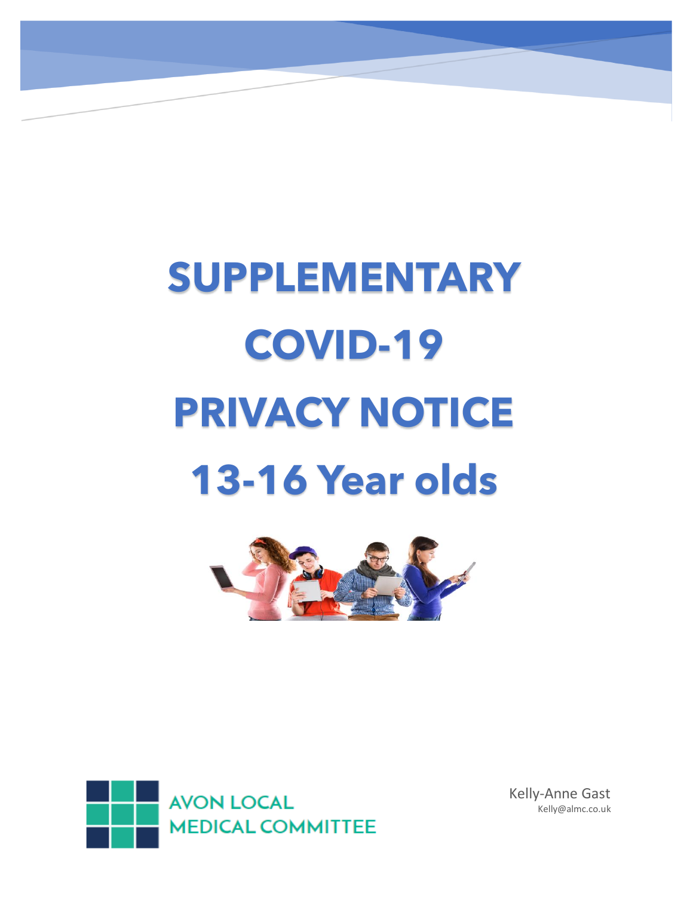# SUPPLEMENTARY COVID-19 PRIVACY NOTICE 13-16 Year olds

AVON LOCAL MEDICAL COMMITTEE

Kelly-Anne Gast
Kelly@almc.co.uk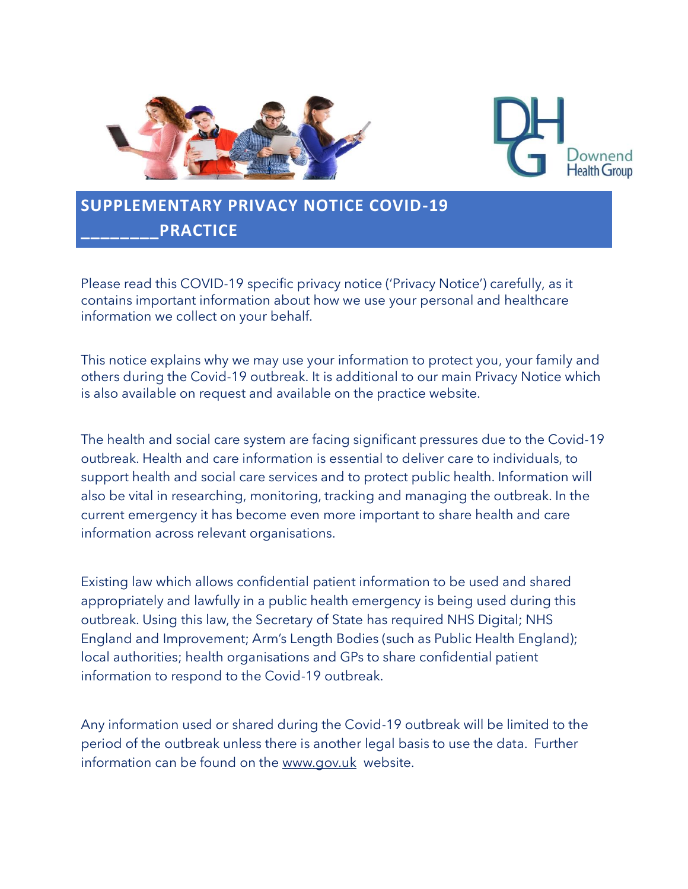# SUPPLEMENTARY PRIVACY NOTICE COVID-19 ________PRACTICE

Please read this COVID-19 specific privacy notice ('Privacy Notice') carefully, as it contains important information about how we use your personal and healthcare information we collect on your behalf.

This notice explains why we may use your information to protect you, your family and others during the Covid-19 outbreak. It is additional to our main Privacy Notice which is also available on request and available on the practice website.

The health and social care system are facing significant pressures due to the Covid-19 outbreak. Health and care information is essential to deliver care to individuals, to support health and social care services and to protect public health. Information will also be vital in researching, monitoring, tracking and managing the outbreak. In the current emergency it has become even more important to share health and care information across relevant organisations.

Existing law which allows confidential patient information to be used and shared appropriately and lawfully in a public health emergency is being used during this outbreak. Using this law, the Secretary of State has required NHS Digital; NHS England and Improvement; Arm's Length Bodies (such as Public Health England); local authorities; health organisations and GPs to share confidential patient information to respond to the Covid-19 outbreak.

Any information used or shared during the Covid-19 outbreak will be limited to the period of the outbreak unless there is another legal basis to use the data. Further information can be found on the www.gov.uk website.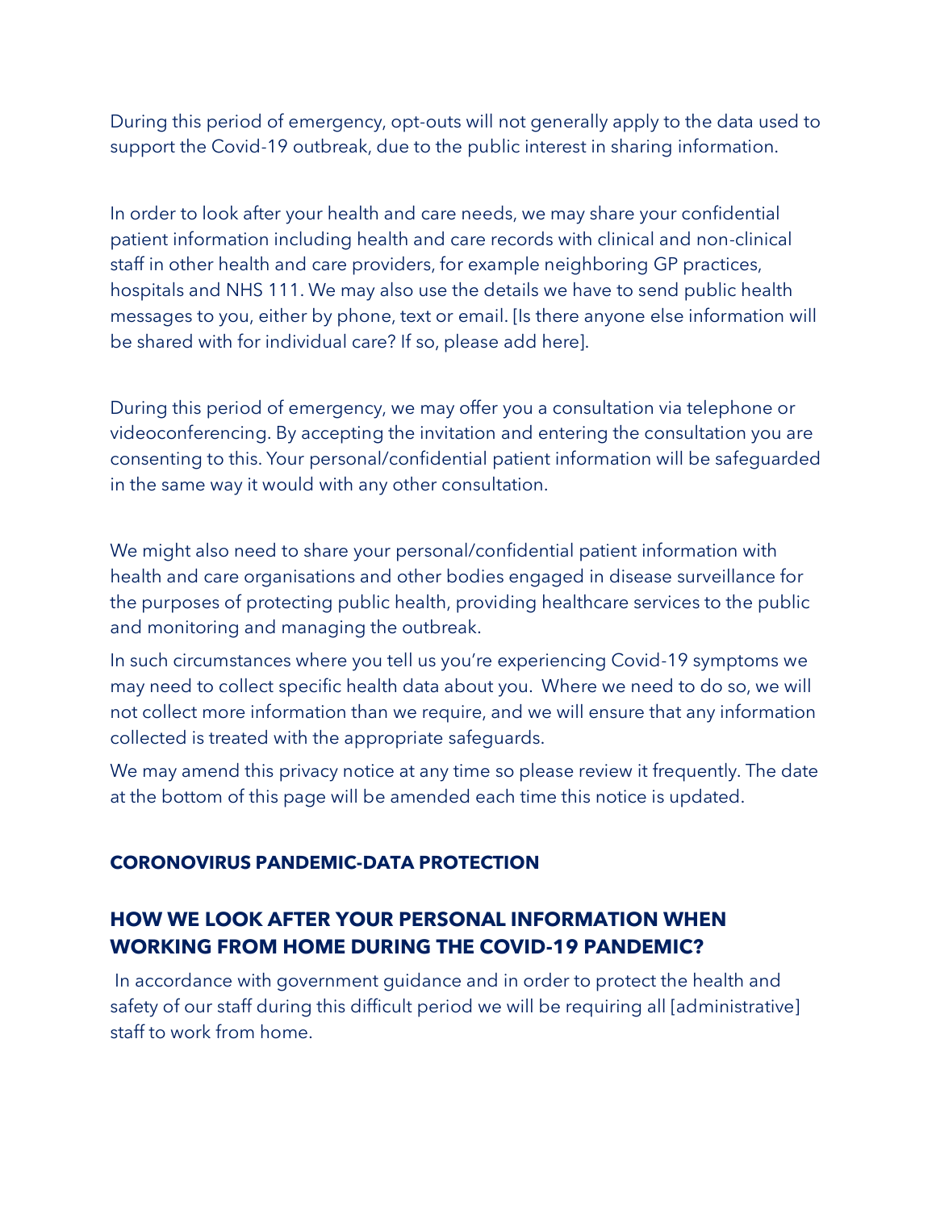During this period of emergency, opt-outs will not generally apply to the data used to support the Covid-19 outbreak, due to the public interest in sharing information.

In order to look after your health and care needs, we may share your confidential patient information including health and care records with clinical and non-clinical staff in other health and care providers, for example neighboring GP practices, hospitals and NHS 111. We may also use the details we have to send public health messages to you, either by phone, text or email. [Is there anyone else information will be shared with for individual care? If so, please add here].

During this period of emergency, we may offer you a consultation via telephone or videoconferencing. By accepting the invitation and entering the consultation you are consenting to this. Your personal/confidential patient information will be safeguarded in the same way it would with any other consultation.

We might also need to share your personal/confidential patient information with health and care organisations and other bodies engaged in disease surveillance for the purposes of protecting public health, providing healthcare services to the public and monitoring and managing the outbreak.

In such circumstances where you tell us you're experiencing Covid-19 symptoms we may need to collect specific health data about you. Where we need to do so, we will not collect more information than we require, and we will ensure that any information collected is treated with the appropriate safeguards.

We may amend this privacy notice at any time so please review it frequently. The date at the bottom of this page will be amended each time this notice is updated.

**CORONOVIRUS PANDEMIC-DATA PROTECTION**

## HOW WE LOOK AFTER YOUR PERSONAL INFORMATION WHEN WORKING FROM HOME DURING THE COVID-19 PANDEMIC?

In accordance with government guidance and in order to protect the health and safety of our staff during this difficult period we will be requiring all [administrative] staff to work from home.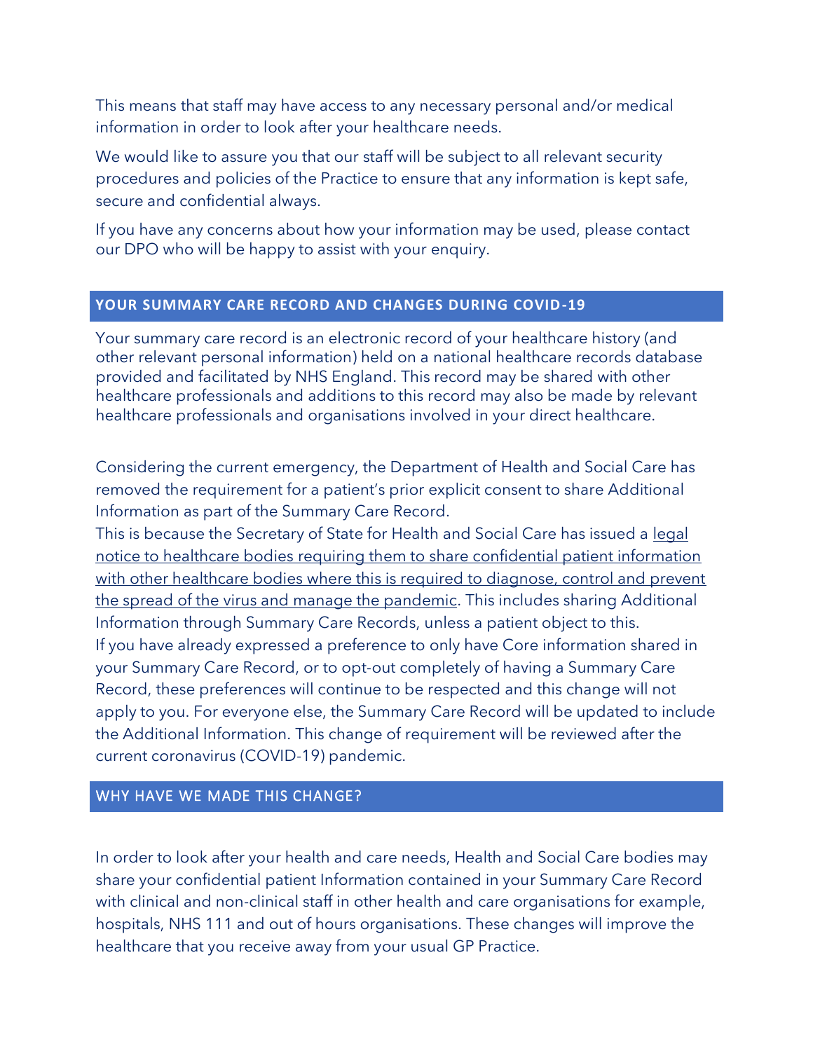This means that staff may have access to any necessary personal and/or medical information in order to look after your healthcare needs.

We would like to assure you that our staff will be subject to all relevant security procedures and policies of the Practice to ensure that any information is kept safe, secure and confidential always.

If you have any concerns about how your information may be used, please contact our DPO who will be happy to assist with your enquiry.

## YOUR SUMMARY CARE RECORD AND CHANGES DURING COVID-19

Your summary care record is an electronic record of your healthcare history (and other relevant personal information) held on a national healthcare records database provided and facilitated by NHS England. This record may be shared with other healthcare professionals and additions to this record may also be made by relevant healthcare professionals and organisations involved in your direct healthcare.

Considering the current emergency, the Department of Health and Social Care has removed the requirement for a patient's prior explicit consent to share Additional Information as part of the Summary Care Record.

This is because the Secretary of State for Health and Social Care has issued a legal notice to healthcare bodies requiring them to share confidential patient information with other healthcare bodies where this is required to diagnose, control and prevent the spread of the virus and manage the pandemic. This includes sharing Additional Information through Summary Care Records, unless a patient object to this.

If you have already expressed a preference to only have Core information shared in your Summary Care Record, or to opt-out completely of having a Summary Care Record, these preferences will continue to be respected and this change will not apply to you. For everyone else, the Summary Care Record will be updated to include the Additional Information. This change of requirement will be reviewed after the current coronavirus (COVID-19) pandemic.

## WHY HAVE WE MADE THIS CHANGE?

In order to look after your health and care needs, Health and Social Care bodies may share your confidential patient Information contained in your Summary Care Record with clinical and non-clinical staff in other health and care organisations for example, hospitals, NHS 111 and out of hours organisations. These changes will improve the healthcare that you receive away from your usual GP Practice.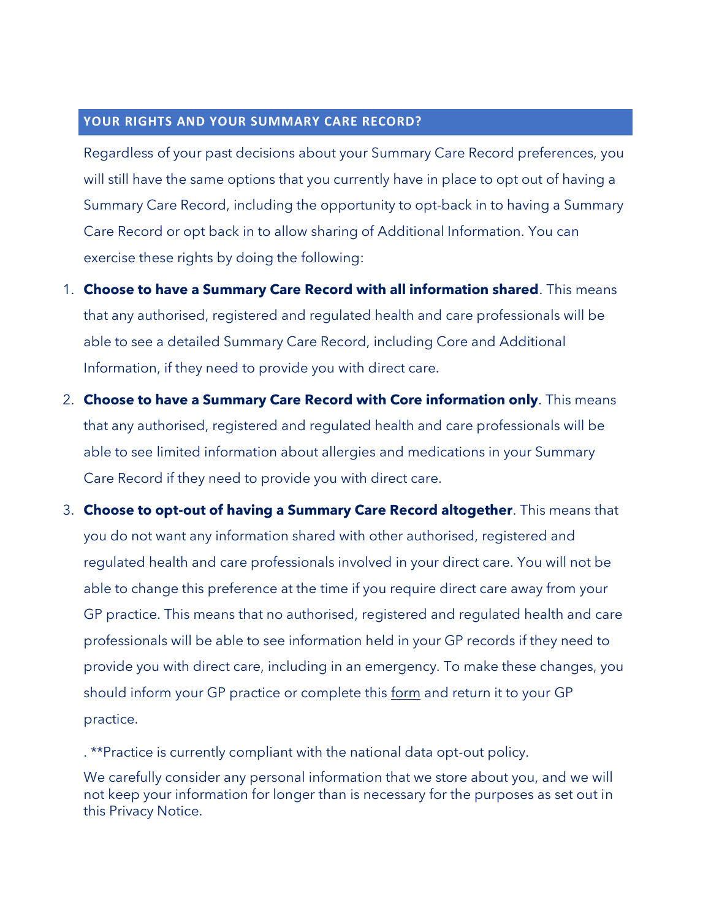## YOUR RIGHTS AND YOUR SUMMARY CARE RECORD?

Regardless of your past decisions about your Summary Care Record preferences, you will still have the same options that you currently have in place to opt out of having a Summary Care Record, including the opportunity to opt-back in to having a Summary Care Record or opt back in to allow sharing of Additional Information. You can exercise these rights by doing the following:

1. **Choose to have a Summary Care Record with all information shared**. This means that any authorised, registered and regulated health and care professionals will be able to see a detailed Summary Care Record, including Core and Additional Information, if they need to provide you with direct care.
2. **Choose to have a Summary Care Record with Core information only**. This means that any authorised, registered and regulated health and care professionals will be able to see limited information about allergies and medications in your Summary Care Record if they need to provide you with direct care.
3. **Choose to opt-out of having a Summary Care Record altogether**. This means that you do not want any information shared with other authorised, registered and regulated health and care professionals involved in your direct care. You will not be able to change this preference at the time if you require direct care away from your GP practice. This means that no authorised, registered and regulated health and care professionals will be able to see information held in your GP records if they need to provide you with direct care, including in an emergency. To make these changes, you should inform your GP practice or complete this form and return it to your GP practice.

. **Practice is currently compliant with the national data opt-out policy.

We carefully consider any personal information that we store about you, and we will not keep your information for longer than is necessary for the purposes as set out in this Privacy Notice.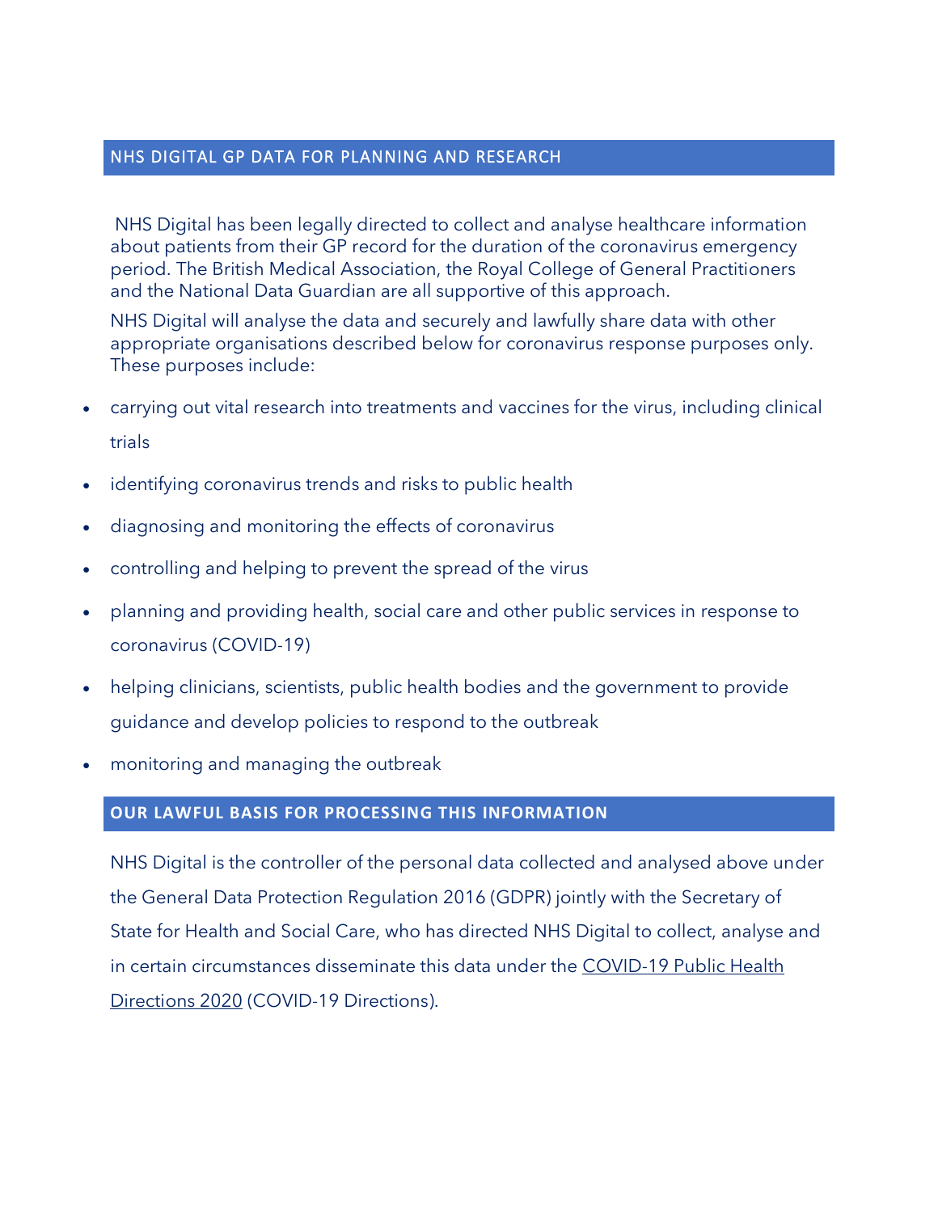## NHS DIGITAL GP DATA FOR PLANNING AND RESEARCH

NHS Digital has been legally directed to collect and analyse healthcare information about patients from their GP record for the duration of the coronavirus emergency period. The British Medical Association, the Royal College of General Practitioners and the National Data Guardian are all supportive of this approach.

NHS Digital will analyse the data and securely and lawfully share data with other appropriate organisations described below for coronavirus response purposes only. These purposes include:

- carrying out vital research into treatments and vaccines for the virus, including clinical trials
- identifying coronavirus trends and risks to public health
- diagnosing and monitoring the effects of coronavirus
- controlling and helping to prevent the spread of the virus
- planning and providing health, social care and other public services in response to coronavirus (COVID-19)
- helping clinicians, scientists, public health bodies and the government to provide guidance and develop policies to respond to the outbreak
- monitoring and managing the outbreak

## OUR LAWFUL BASIS FOR PROCESSING THIS INFORMATION

NHS Digital is the controller of the personal data collected and analysed above under the General Data Protection Regulation 2016 (GDPR) jointly with the Secretary of State for Health and Social Care, who has directed NHS Digital to collect, analyse and in certain circumstances disseminate this data under the COVID-19 Public Health Directions 2020 (COVID-19 Directions).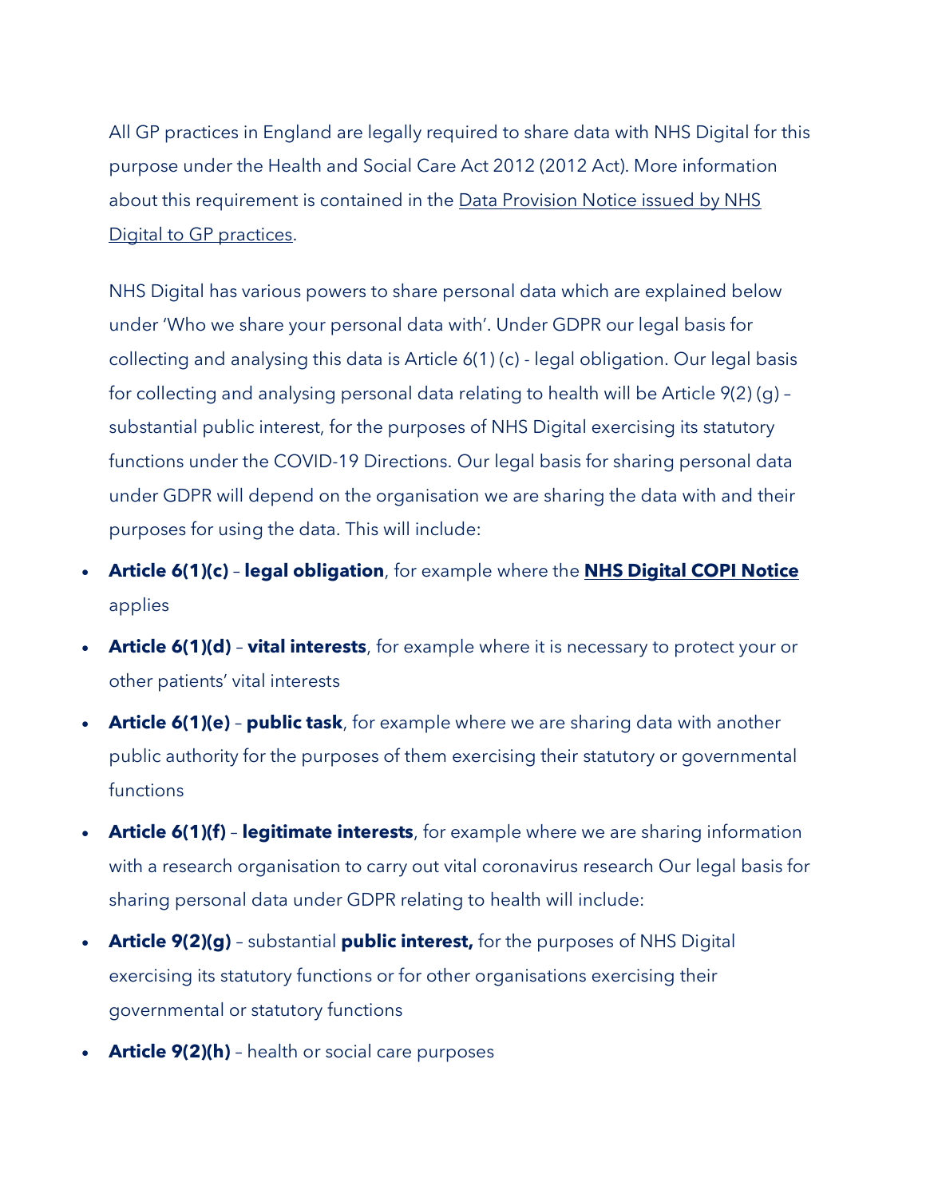All GP practices in England are legally required to share data with NHS Digital for this purpose under the Health and Social Care Act 2012 (2012 Act). More information about this requirement is contained in the Data Provision Notice issued by NHS Digital to GP practices.

NHS Digital has various powers to share personal data which are explained below under 'Who we share your personal data with'. Under GDPR our legal basis for collecting and analysing this data is Article 6(1) (c) - legal obligation. Our legal basis for collecting and analysing personal data relating to health will be Article 9(2) (g) – substantial public interest, for the purposes of NHS Digital exercising its statutory functions under the COVID-19 Directions. Our legal basis for sharing personal data under GDPR will depend on the organisation we are sharing the data with and their purposes for using the data. This will include:

- **Article 6(1)(c)** – **legal obligation**, for example where the **NHS Digital COPI Notice** applies
- **Article 6(1)(d)** – **vital interests**, for example where it is necessary to protect your or other patients' vital interests
- **Article 6(1)(e)** – **public task**, for example where we are sharing data with another public authority for the purposes of them exercising their statutory or governmental functions
- **Article 6(1)(f)** – **legitimate interests**, for example where we are sharing information with a research organisation to carry out vital coronavirus research Our legal basis for sharing personal data under GDPR relating to health will include:
- **Article 9(2)(g)** – substantial **public interest,** for the purposes of NHS Digital exercising its statutory functions or for other organisations exercising their governmental or statutory functions
- **Article 9(2)(h)** – health or social care purposes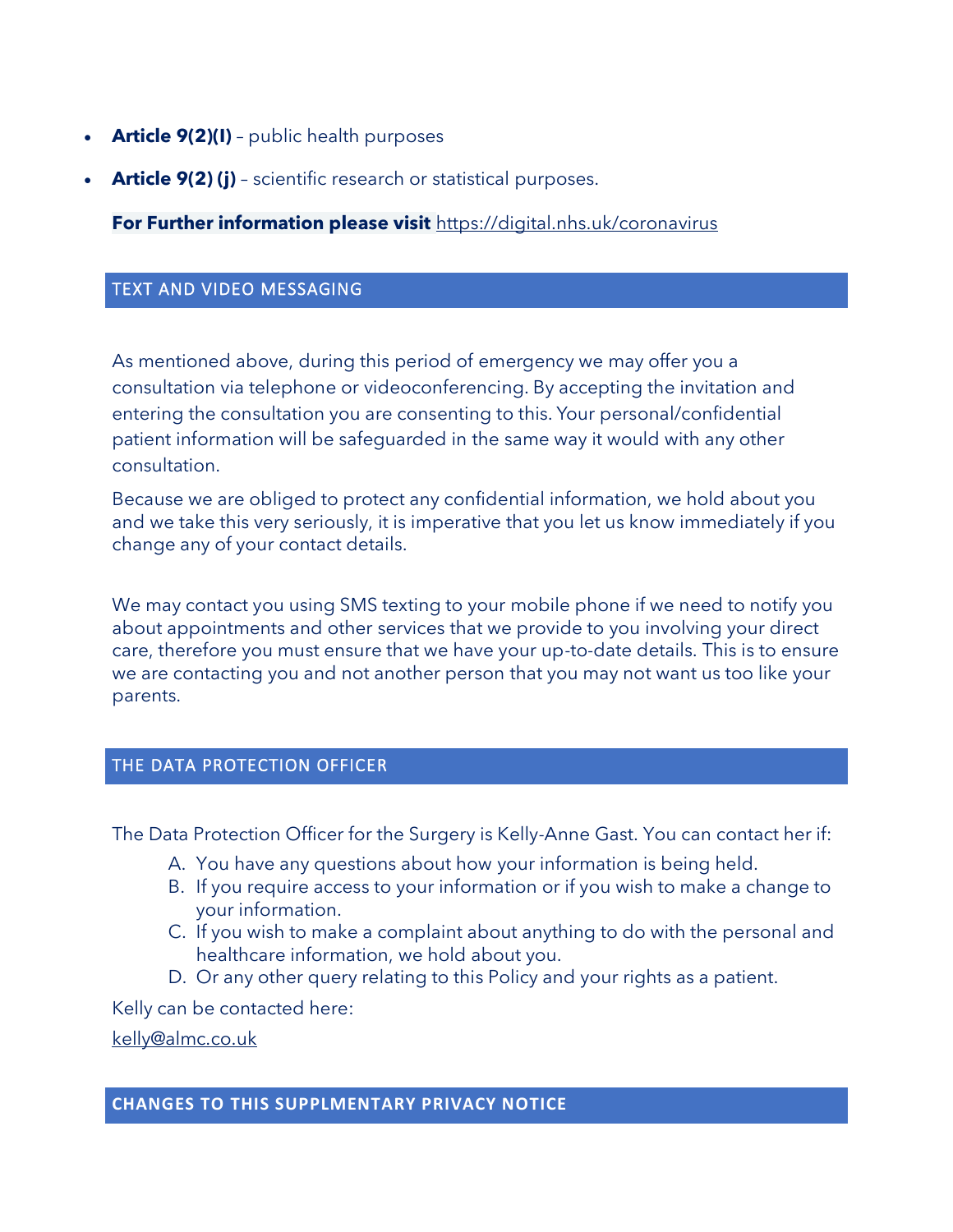- **Article 9(2)(I)** – public health purposes
- **Article 9(2) (j)** – scientific research or statistical purposes.

**For Further information please visit** https://digital.nhs.uk/coronavirus

## TEXT AND VIDEO MESSAGING

As mentioned above, during this period of emergency we may offer you a consultation via telephone or videoconferencing. By accepting the invitation and entering the consultation you are consenting to this. Your personal/confidential patient information will be safeguarded in the same way it would with any other consultation.

Because we are obliged to protect any confidential information, we hold about you and we take this very seriously, it is imperative that you let us know immediately if you change any of your contact details.

We may contact you using SMS texting to your mobile phone if we need to notify you about appointments and other services that we provide to you involving your direct care, therefore you must ensure that we have your up-to-date details. This is to ensure we are contacting you and not another person that you may not want us too like your parents.

## THE DATA PROTECTION OFFICER

The Data Protection Officer for the Surgery is Kelly-Anne Gast. You can contact her if:

A. You have any questions about how your information is being held.
B. If you require access to your information or if you wish to make a change to your information.
C. If you wish to make a complaint about anything to do with the personal and healthcare information, we hold about you.
D. Or any other query relating to this Policy and your rights as a patient.

Kelly can be contacted here:

kelly@almc.co.uk

## CHANGES TO THIS SUPPLMENTARY PRIVACY NOTICE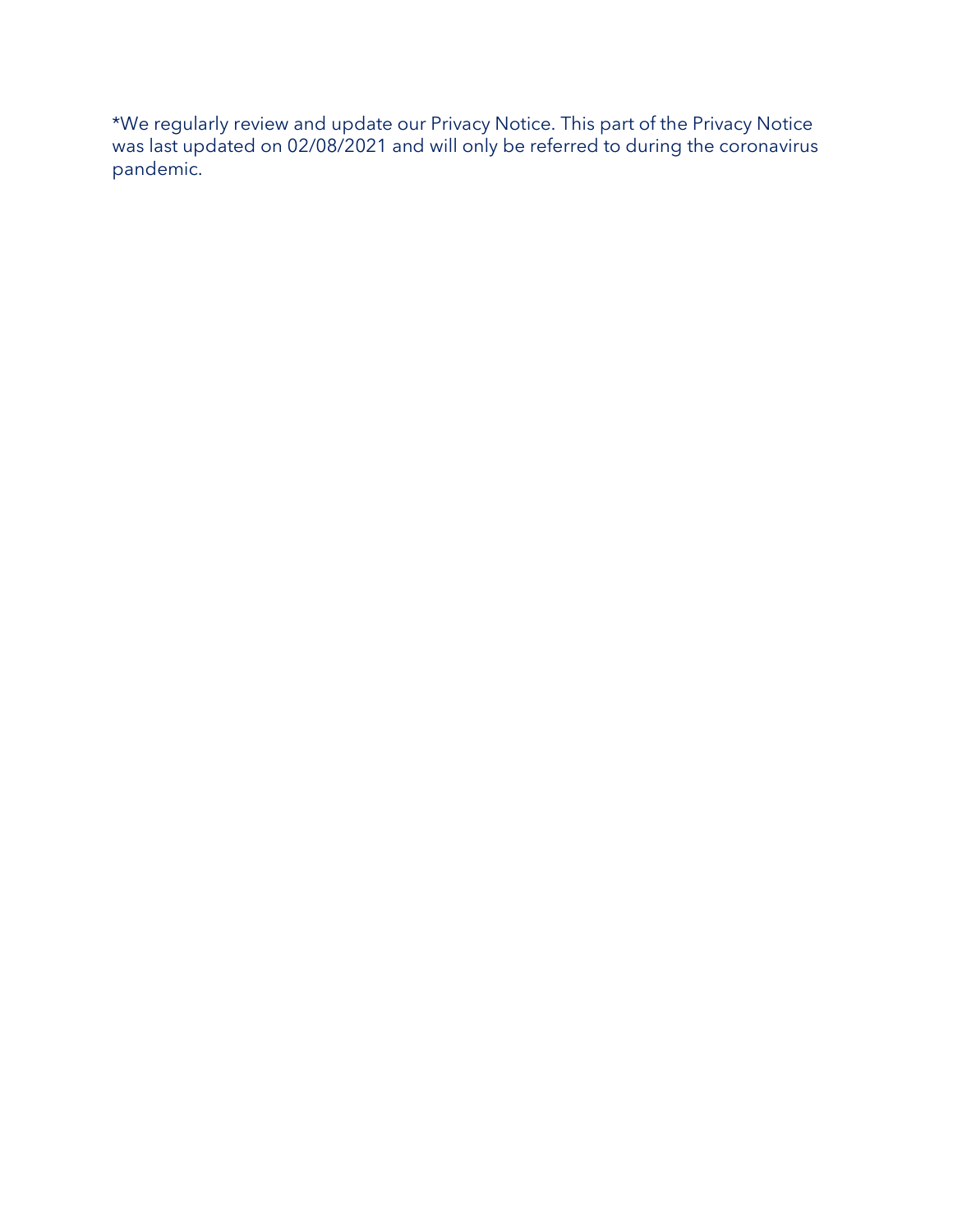*We regularly review and update our Privacy Notice. This part of the Privacy Notice was last updated on 02/08/2021 and will only be referred to during the coronavirus pandemic.